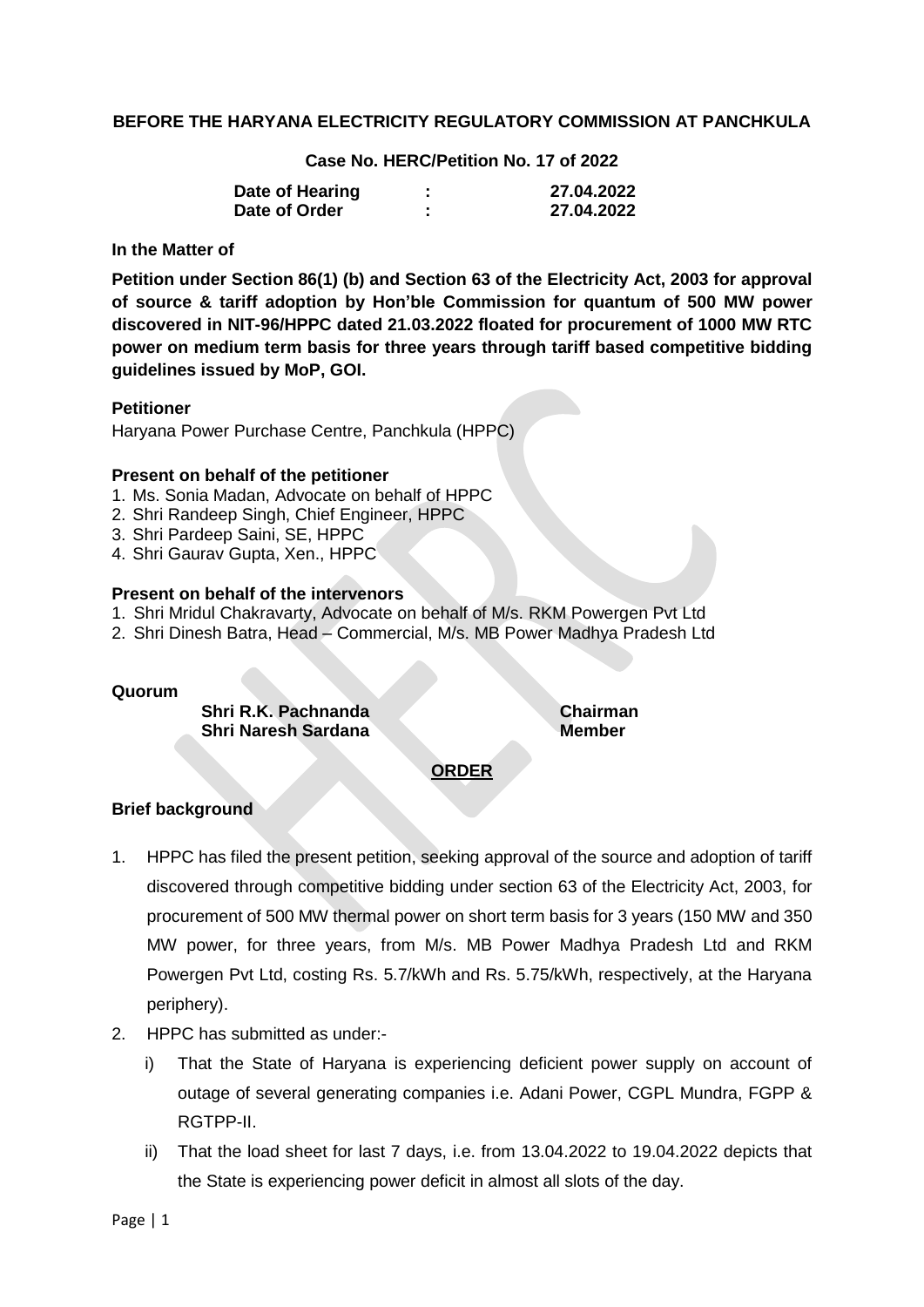**BEFORE THE HARYANA ELECTRICITY REGULATORY COMMISSION AT PANCHKULA**

**Case No. HERC/Petition No. 17 of 2022**

| | | |
|---|---|---|
| **Date of Hearing** | **:** | **27.04.2022** |
| **Date of Order** | **:** | **27.04.2022** |

**In the Matter of**

**Petition under Section 86(1) (b) and Section 63 of the Electricity Act, 2003 for approval of source & tariff adoption by Hon'ble Commission for quantum of 500 MW power discovered in NIT-96/HPPC dated 21.03.2022 floated for procurement of 1000 MW RTC power on medium term basis for three years through tariff based competitive bidding guidelines issued by MoP, GOI.**

**Petitioner**

Haryana Power Purchase Centre, Panchkula (HPPC)

**Present on behalf of the petitioner**

1. Ms. Sonia Madan, Advocate on behalf of HPPC
2. Shri Randeep Singh, Chief Engineer, HPPC
3. Shri Pardeep Saini, SE, HPPC
4. Shri Gaurav Gupta, Xen., HPPC

**Present on behalf of the intervenors**

1. Shri Mridul Chakravarty, Advocate on behalf of M/s. RKM Powergen Pvt Ltd
2. Shri Dinesh Batra, Head – Commercial, M/s. MB Power Madhya Pradesh Ltd

**Quorum**

| | |
|---|---|
| **Shri R.K. Pachnanda** | **Chairman** |
| **Shri Naresh Sardana** | **Member** |

**ORDER**

**Brief background**

1. HPPC has filed the present petition, seeking approval of the source and adoption of tariff discovered through competitive bidding under section 63 of the Electricity Act, 2003, for procurement of 500 MW thermal power on short term basis for 3 years (150 MW and 350 MW power, for three years, from M/s. MB Power Madhya Pradesh Ltd and RKM Powergen Pvt Ltd, costing Rs. 5.7/kWh and Rs. 5.75/kWh, respectively, at the Haryana periphery).
2. HPPC has submitted as under:-
   i) That the State of Haryana is experiencing deficient power supply on account of outage of several generating companies i.e. Adani Power, CGPL Mundra, FGPP & RGTPP-II.
   ii) That the load sheet for last 7 days, i.e. from 13.04.2022 to 19.04.2022 depicts that the State is experiencing power deficit in almost all slots of the day.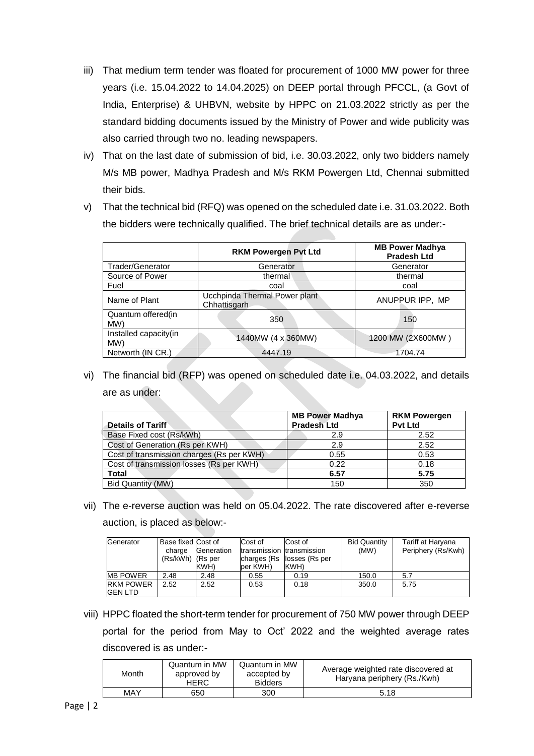iii) That medium term tender was floated for procurement of 1000 MW power for three years (i.e. 15.04.2022 to 14.04.2025) on DEEP portal through PFCCL, (a Govt of India, Enterprise) & UHBVN, website by HPPC on 21.03.2022 strictly as per the standard bidding documents issued by the Ministry of Power and wide publicity was also carried through two no. leading newspapers.

iv) That on the last date of submission of bid, i.e. 30.03.2022, only two bidders namely M/s MB power, Madhya Pradesh and M/s RKM Powergen Ltd, Chennai submitted their bids.

v) That the technical bid (RFQ) was opened on the scheduled date i.e. 31.03.2022. Both the bidders were technically qualified. The brief technical details are as under:-

| | RKM Powergen Pvt Ltd | MB Power Madhya Pradesh Ltd |
|---|---|---|
| Trader/Generator | Generator | Generator |
| Source of Power | thermal | thermal |
| Fuel | coal | coal |
| Name of Plant | Ucchpinda Thermal Power plant Chhattisgarh | ANUPPUR IPP, MP |
| Quantum offered(in MW) | 350 | 150 |
| Installed capacity(in MW) | 1440MW (4 x 360MW) | 1200 MW (2X600MW ) |
| Networth (IN CR.) | 4447.19 | 1704.74 |

vi) The financial bid (RFP) was opened on scheduled date i.e. 04.03.2022, and details are as under:

| Details of Tariff | MB Power Madhya Pradesh Ltd | RKM Powergen Pvt Ltd |
|---|---|---|
| Base Fixed cost (Rs/kWh) | 2.9 | 2.52 |
| Cost of Generation (Rs per KWH) | 2.9 | 2.52 |
| Cost of transmission charges (Rs per KWH) | 0.55 | 0.53 |
| Cost of transmission losses (Rs per KWH) | 0.22 | 0.18 |
| **Total** | **6.57** | **5.75** |
| Bid Quantity (MW) | 150 | 350 |

vii) The e-reverse auction was held on 05.04.2022. The rate discovered after e-reverse auction, is placed as below:-

| Generator | Base fixed charge (Rs/kWh) | Cost of Generation (Rs per KWH) | Cost of transmission charges (Rs per KWH) | Cost of transmission losses (Rs per KWH) | Bid Quantity (MW) | Tariff at Haryana Periphery (Rs/Kwh) |
|---|---|---|---|---|---|---|
| MB POWER | 2.48 | 2.48 | 0.55 | 0.19 | 150.0 | 5.7 |
| RKM POWER GEN LTD | 2.52 | 2.52 | 0.53 | 0.18 | 350.0 | 5.75 |

viii) HPPC floated the short-term tender for procurement of 750 MW power through DEEP portal for the period from May to Oct' 2022 and the weighted average rates discovered is as under:-

| Month | Quantum in MW approved by HERC | Quantum in MW accepted by Bidders | Average weighted rate discovered at Haryana periphery (Rs./Kwh) |
|---|---|---|---|
| MAY | 650 | 300 | 5.18 |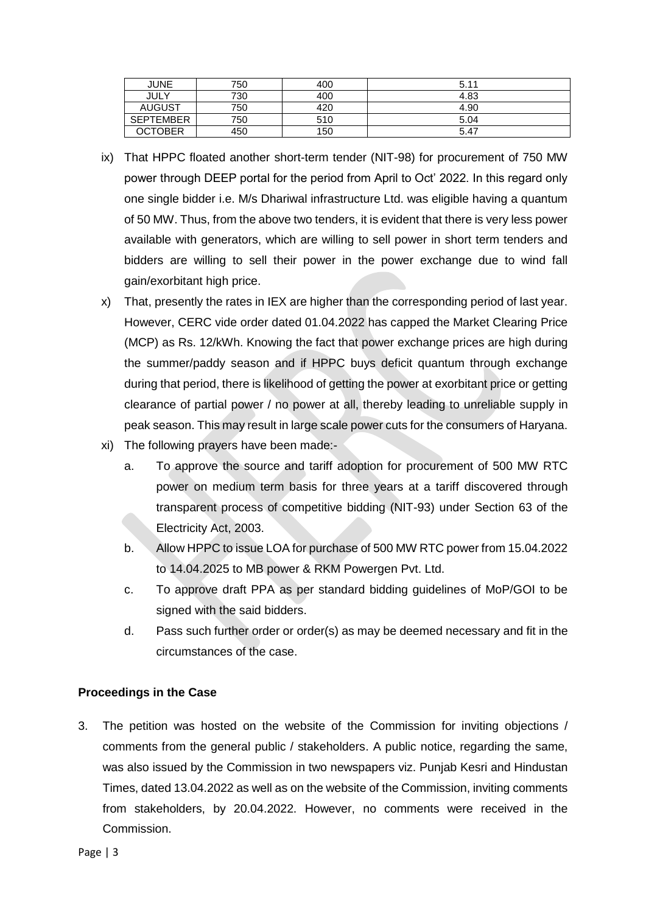| JUNE | 750 | 400 | 5.11 |
|---|---|---|---|
| JULY | 730 | 400 | 4.83 |
| AUGUST | 750 | 420 | 4.90 |
| SEPTEMBER | 750 | 510 | 5.04 |
| OCTOBER | 450 | 150 | 5.47 |

ix) That HPPC floated another short-term tender (NIT-98) for procurement of 750 MW power through DEEP portal for the period from April to Oct' 2022. In this regard only one single bidder i.e. M/s Dhariwal infrastructure Ltd. was eligible having a quantum of 50 MW. Thus, from the above two tenders, it is evident that there is very less power available with generators, which are willing to sell power in short term tenders and bidders are willing to sell their power in the power exchange due to wind fall gain/exorbitant high price.

x) That, presently the rates in IEX are higher than the corresponding period of last year. However, CERC vide order dated 01.04.2022 has capped the Market Clearing Price (MCP) as Rs. 12/kWh. Knowing the fact that power exchange prices are high during the summer/paddy season and if HPPC buys deficit quantum through exchange during that period, there is likelihood of getting the power at exorbitant price or getting clearance of partial power / no power at all, thereby leading to unreliable supply in peak season. This may result in large scale power cuts for the consumers of Haryana.

xi) The following prayers have been made:-

a. To approve the source and tariff adoption for procurement of 500 MW RTC power on medium term basis for three years at a tariff discovered through transparent process of competitive bidding (NIT-93) under Section 63 of the Electricity Act, 2003.

b. Allow HPPC to issue LOA for purchase of 500 MW RTC power from 15.04.2022 to 14.04.2025 to MB power & RKM Powergen Pvt. Ltd.

c. To approve draft PPA as per standard bidding guidelines of MoP/GOI to be signed with the said bidders.

d. Pass such further order or order(s) as may be deemed necessary and fit in the circumstances of the case.

## Proceedings in the Case

3. The petition was hosted on the website of the Commission for inviting objections / comments from the general public / stakeholders. A public notice, regarding the same, was also issued by the Commission in two newspapers viz. Punjab Kesri and Hindustan Times, dated 13.04.2022 as well as on the website of the Commission, inviting comments from stakeholders, by 20.04.2022. However, no comments were received in the Commission.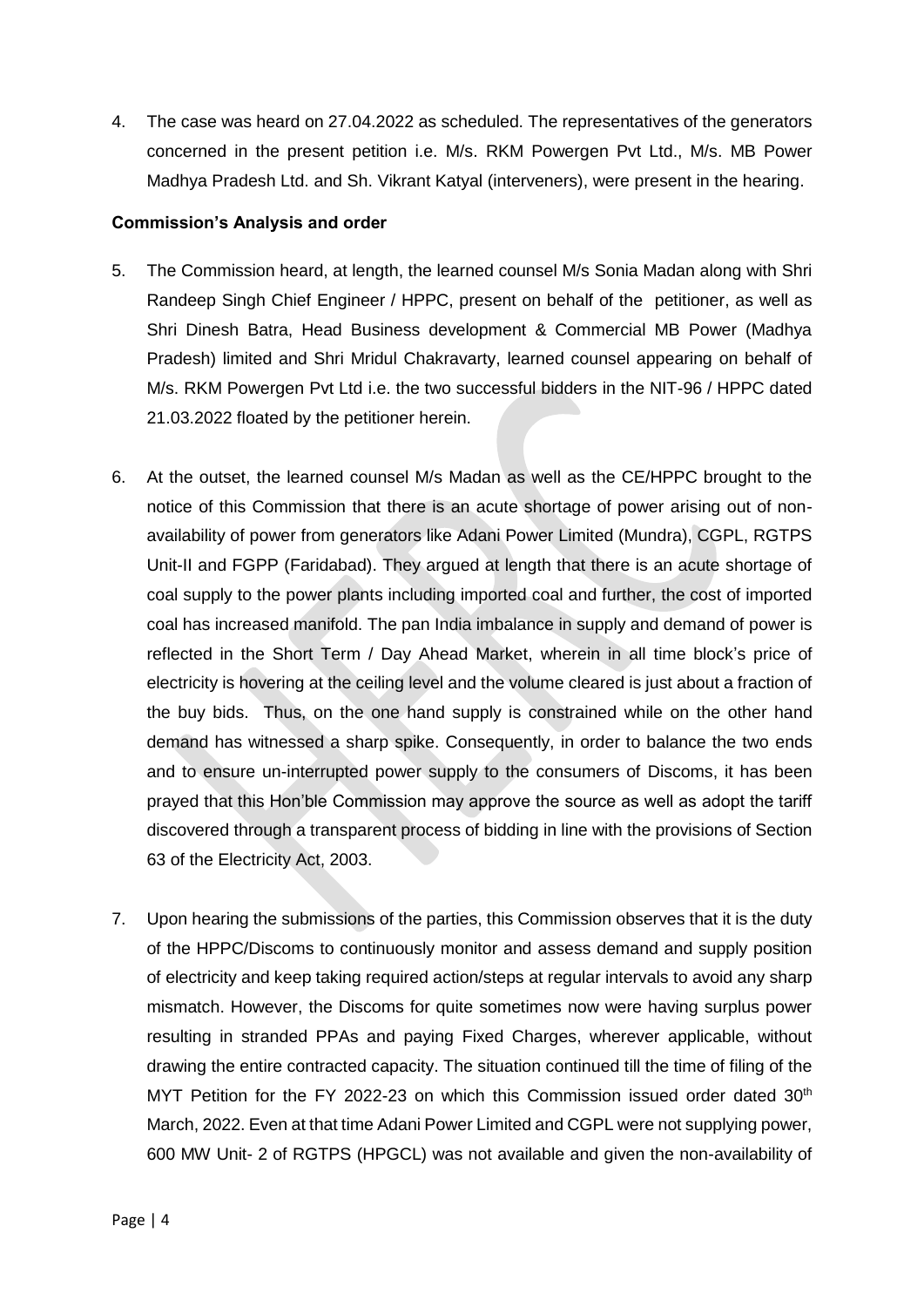4. The case was heard on 27.04.2022 as scheduled. The representatives of the generators concerned in the present petition i.e. M/s. RKM Powergen Pvt Ltd., M/s. MB Power Madhya Pradesh Ltd. and Sh. Vikrant Katyal (interveners), were present in the hearing.

**Commission's Analysis and order**

5. The Commission heard, at length, the learned counsel M/s Sonia Madan along with Shri Randeep Singh Chief Engineer / HPPC, present on behalf of the petitioner, as well as Shri Dinesh Batra, Head Business development & Commercial MB Power (Madhya Pradesh) limited and Shri Mridul Chakravarty, learned counsel appearing on behalf of M/s. RKM Powergen Pvt Ltd i.e. the two successful bidders in the NIT-96 / HPPC dated 21.03.2022 floated by the petitioner herein.

6. At the outset, the learned counsel M/s Madan as well as the CE/HPPC brought to the notice of this Commission that there is an acute shortage of power arising out of non-availability of power from generators like Adani Power Limited (Mundra), CGPL, RGTPS Unit-II and FGPP (Faridabad). They argued at length that there is an acute shortage of coal supply to the power plants including imported coal and further, the cost of imported coal has increased manifold. The pan India imbalance in supply and demand of power is reflected in the Short Term / Day Ahead Market, wherein in all time block's price of electricity is hovering at the ceiling level and the volume cleared is just about a fraction of the buy bids. Thus, on the one hand supply is constrained while on the other hand demand has witnessed a sharp spike. Consequently, in order to balance the two ends and to ensure un-interrupted power supply to the consumers of Discoms, it has been prayed that this Hon'ble Commission may approve the source as well as adopt the tariff discovered through a transparent process of bidding in line with the provisions of Section 63 of the Electricity Act, 2003.

7. Upon hearing the submissions of the parties, this Commission observes that it is the duty of the HPPC/Discoms to continuously monitor and assess demand and supply position of electricity and keep taking required action/steps at regular intervals to avoid any sharp mismatch. However, the Discoms for quite sometimes now were having surplus power resulting in stranded PPAs and paying Fixed Charges, wherever applicable, without drawing the entire contracted capacity. The situation continued till the time of filing of the MYT Petition for the FY 2022-23 on which this Commission issued order dated 30th March, 2022. Even at that time Adani Power Limited and CGPL were not supplying power, 600 MW Unit- 2 of RGTPS (HPGCL) was not available and given the non-availability of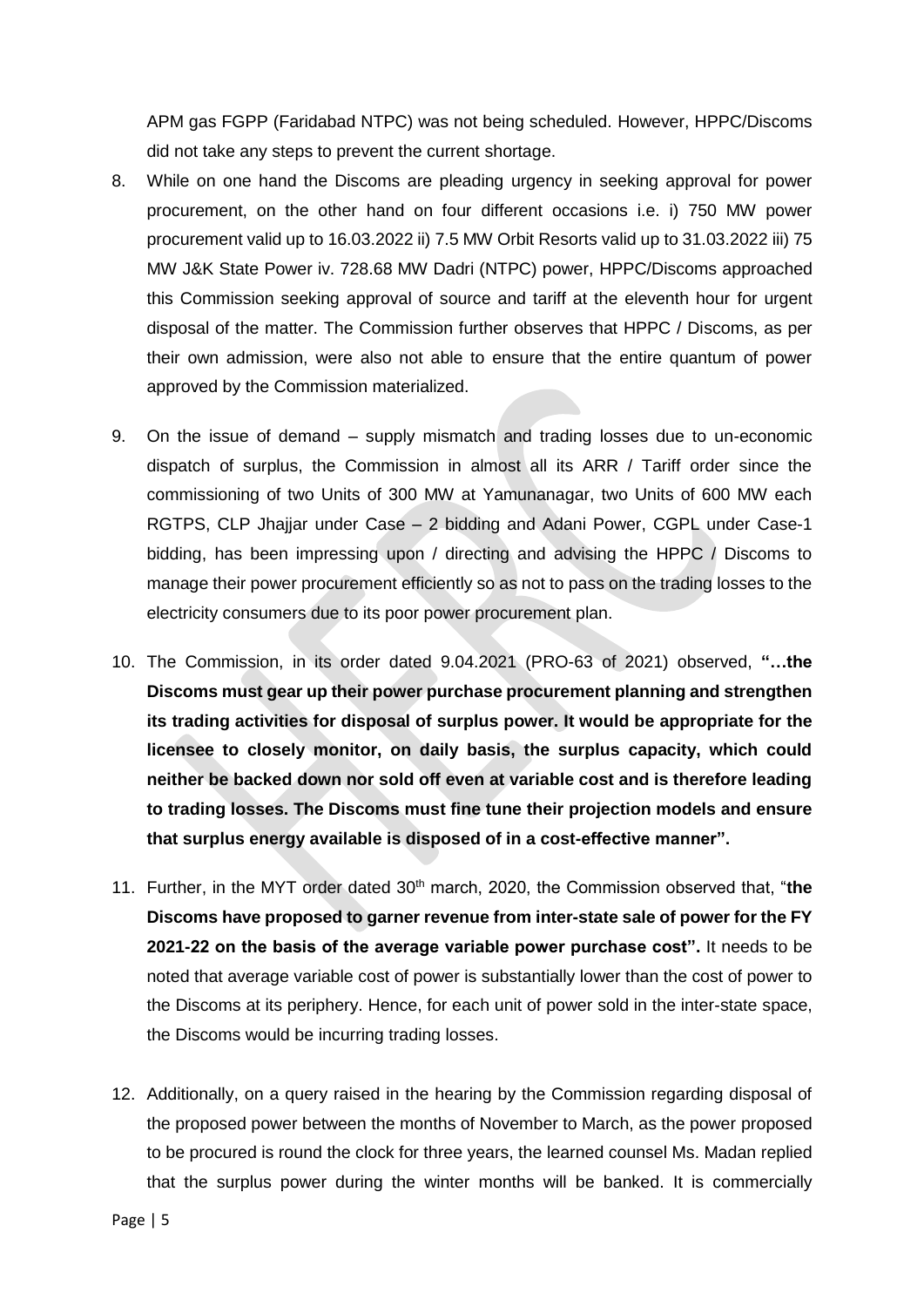APM gas FGPP (Faridabad NTPC) was not being scheduled. However, HPPC/Discoms did not take any steps to prevent the current shortage.

8. While on one hand the Discoms are pleading urgency in seeking approval for power procurement, on the other hand on four different occasions i.e. i) 750 MW power procurement valid up to 16.03.2022 ii) 7.5 MW Orbit Resorts valid up to 31.03.2022 iii) 75 MW J&K State Power iv. 728.68 MW Dadri (NTPC) power, HPPC/Discoms approached this Commission seeking approval of source and tariff at the eleventh hour for urgent disposal of the matter. The Commission further observes that HPPC / Discoms, as per their own admission, were also not able to ensure that the entire quantum of power approved by the Commission materialized.

9. On the issue of demand – supply mismatch and trading losses due to un-economic dispatch of surplus, the Commission in almost all its ARR / Tariff order since the commissioning of two Units of 300 MW at Yamunanagar, two Units of 600 MW each RGTPS, CLP Jhajjar under Case – 2 bidding and Adani Power, CGPL under Case-1 bidding, has been impressing upon / directing and advising the HPPC / Discoms to manage their power procurement efficiently so as not to pass on the trading losses to the electricity consumers due to its poor power procurement plan.

10. The Commission, in its order dated 9.04.2021 (PRO-63 of 2021) observed, **"…the Discoms must gear up their power purchase procurement planning and strengthen its trading activities for disposal of surplus power. It would be appropriate for the licensee to closely monitor, on daily basis, the surplus capacity, which could neither be backed down nor sold off even at variable cost and is therefore leading to trading losses. The Discoms must fine tune their projection models and ensure that surplus energy available is disposed of in a cost-effective manner".**

11. Further, in the MYT order dated 30th march, 2020, the Commission observed that, "**the Discoms have proposed to garner revenue from inter-state sale of power for the FY 2021-22 on the basis of the average variable power purchase cost".** It needs to be noted that average variable cost of power is substantially lower than the cost of power to the Discoms at its periphery. Hence, for each unit of power sold in the inter-state space, the Discoms would be incurring trading losses.

12. Additionally, on a query raised in the hearing by the Commission regarding disposal of the proposed power between the months of November to March, as the power proposed to be procured is round the clock for three years, the learned counsel Ms. Madan replied that the surplus power during the winter months will be banked. It is commercially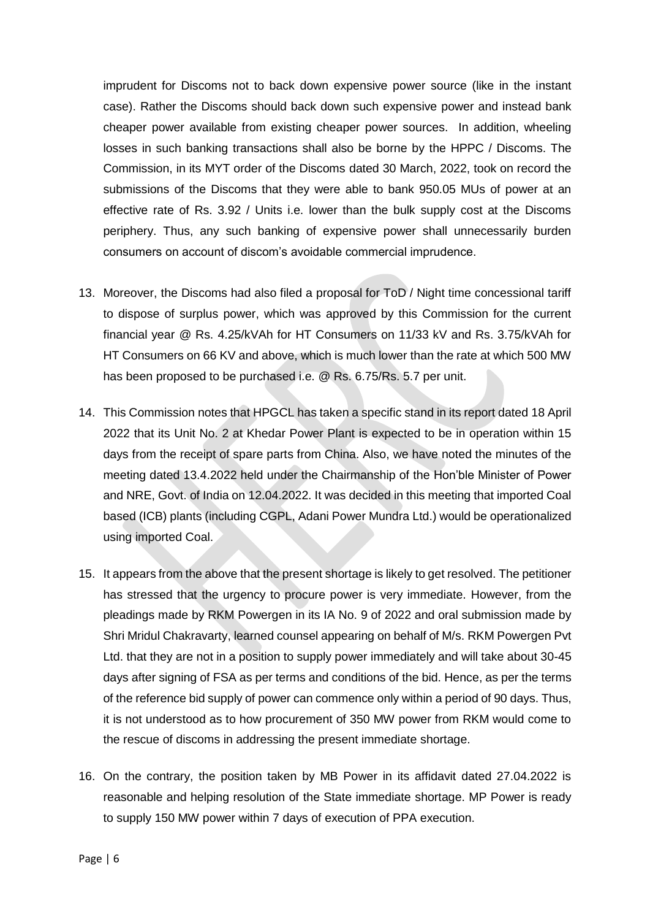imprudent for Discoms not to back down expensive power source (like in the instant case). Rather the Discoms should back down such expensive power and instead bank cheaper power available from existing cheaper power sources. In addition, wheeling losses in such banking transactions shall also be borne by the HPPC / Discoms. The Commission, in its MYT order of the Discoms dated 30 March, 2022, took on record the submissions of the Discoms that they were able to bank 950.05 MUs of power at an effective rate of Rs. 3.92 / Units i.e. lower than the bulk supply cost at the Discoms periphery. Thus, any such banking of expensive power shall unnecessarily burden consumers on account of discom's avoidable commercial imprudence.

13. Moreover, the Discoms had also filed a proposal for ToD / Night time concessional tariff to dispose of surplus power, which was approved by this Commission for the current financial year @ Rs. 4.25/kVAh for HT Consumers on 11/33 kV and Rs. 3.75/kVAh for HT Consumers on 66 KV and above, which is much lower than the rate at which 500 MW has been proposed to be purchased i.e. @ Rs. 6.75/Rs. 5.7 per unit.

14. This Commission notes that HPGCL has taken a specific stand in its report dated 18 April 2022 that its Unit No. 2 at Khedar Power Plant is expected to be in operation within 15 days from the receipt of spare parts from China. Also, we have noted the minutes of the meeting dated 13.4.2022 held under the Chairmanship of the Hon'ble Minister of Power and NRE, Govt. of India on 12.04.2022. It was decided in this meeting that imported Coal based (ICB) plants (including CGPL, Adani Power Mundra Ltd.) would be operationalized using imported Coal.

15. It appears from the above that the present shortage is likely to get resolved. The petitioner has stressed that the urgency to procure power is very immediate. However, from the pleadings made by RKM Powergen in its IA No. 9 of 2022 and oral submission made by Shri Mridul Chakravarty, learned counsel appearing on behalf of M/s. RKM Powergen Pvt Ltd. that they are not in a position to supply power immediately and will take about 30-45 days after signing of FSA as per terms and conditions of the bid. Hence, as per the terms of the reference bid supply of power can commence only within a period of 90 days. Thus, it is not understood as to how procurement of 350 MW power from RKM would come to the rescue of discoms in addressing the present immediate shortage.

16. On the contrary, the position taken by MB Power in its affidavit dated 27.04.2022 is reasonable and helping resolution of the State immediate shortage. MP Power is ready to supply 150 MW power within 7 days of execution of PPA execution.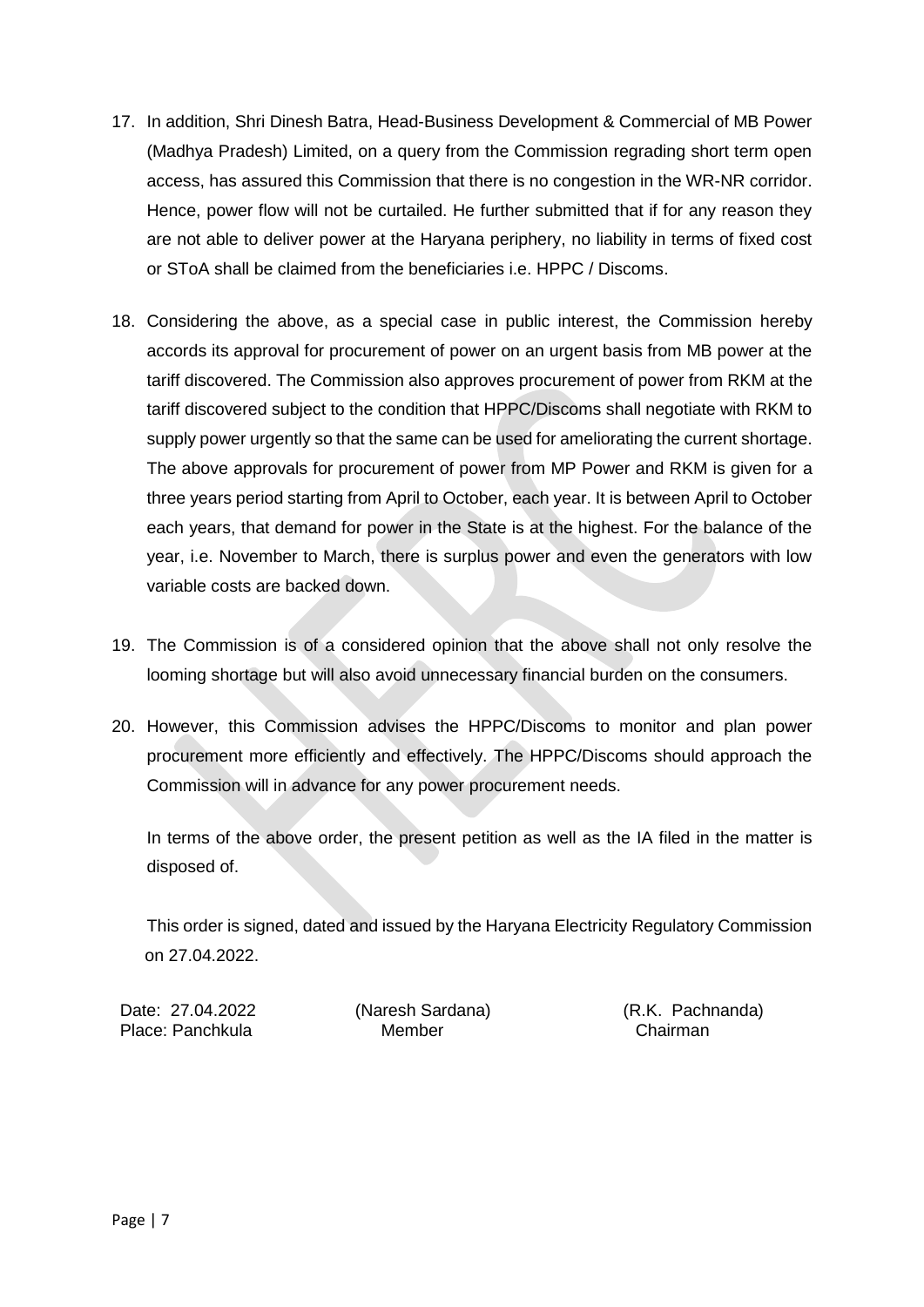17. In addition, Shri Dinesh Batra, Head-Business Development & Commercial of MB Power (Madhya Pradesh) Limited, on a query from the Commission regrading short term open access, has assured this Commission that there is no congestion in the WR-NR corridor. Hence, power flow will not be curtailed. He further submitted that if for any reason they are not able to deliver power at the Haryana periphery, no liability in terms of fixed cost or SToA shall be claimed from the beneficiaries i.e. HPPC / Discoms.

18. Considering the above, as a special case in public interest, the Commission hereby accords its approval for procurement of power on an urgent basis from MB power at the tariff discovered. The Commission also approves procurement of power from RKM at the tariff discovered subject to the condition that HPPC/Discoms shall negotiate with RKM to supply power urgently so that the same can be used for ameliorating the current shortage. The above approvals for procurement of power from MP Power and RKM is given for a three years period starting from April to October, each year. It is between April to October each years, that demand for power in the State is at the highest. For the balance of the year, i.e. November to March, there is surplus power and even the generators with low variable costs are backed down.

19. The Commission is of a considered opinion that the above shall not only resolve the looming shortage but will also avoid unnecessary financial burden on the consumers.

20. However, this Commission advises the HPPC/Discoms to monitor and plan power procurement more efficiently and effectively. The HPPC/Discoms should approach the Commission will in advance for any power procurement needs.

In terms of the above order, the present petition as well as the IA filed in the matter is disposed of.

This order is signed, dated and issued by the Haryana Electricity Regulatory Commission on 27.04.2022.

Date: 27.04.2022
Place: Panchkula

(Naresh Sardana)
Member

(R.K. Pachnanda)
Chairman